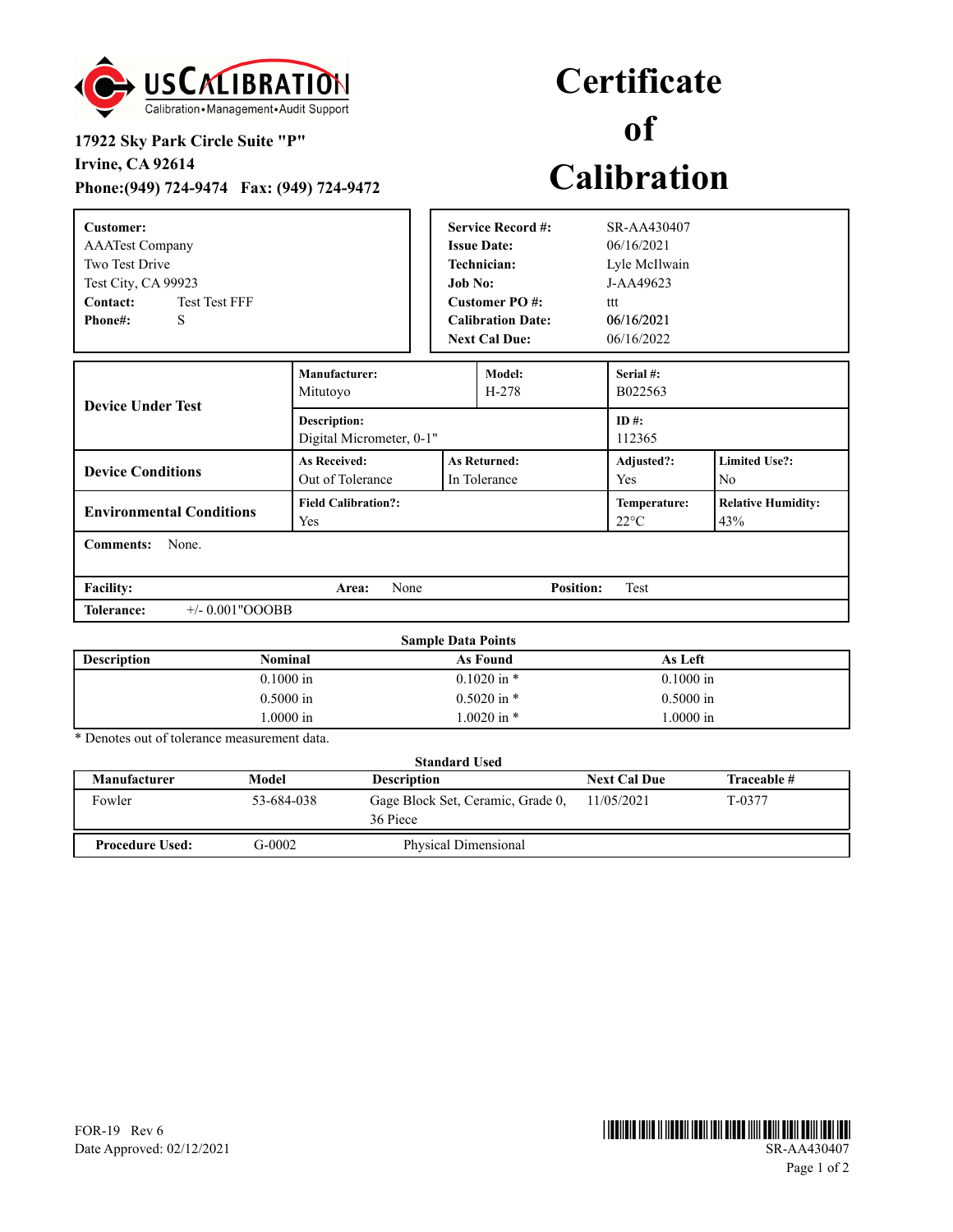**USCALIBRATION**
Calibration • Management • Audit Support

**17922 Sky Park Circle Suite "P"**
**Irvine, CA 92614**
**Phone:(949) 724-9474 Fax: (949) 724-9472**

# Certificate of Calibration

**Customer:**
AAATest Company
Two Test Drive
Test City, CA 99923
**Contact:** Test Test FFF
**Phone#:** S

| | |
|---|---|
| **Service Record #:** | SR-AA430407 |
| **Issue Date:** | 06/16/2021 |
| **Technician:** | Lyle McIlwain |
| **Job No:** | J-AA49623 |
| **Customer PO #:** | ttt |
| **Calibration Date:** | 06/16/2021 |
| **Next Cal Due:** | 06/16/2022 |

| | | | | |
|---|---|---|---|---|
| **Device Under Test** | **Manufacturer:** Mitutoyo | **Model:** H-278 | **Serial #:** B022563 | |
| | **Description:** Digital Micrometer, 0-1" | | **ID #:** 112365 | |
| **Device Conditions** | **As Received:** Out of Tolerance | **As Returned:** In Tolerance | **Adjusted?:** Yes | **Limited Use?:** No |
| **Environmental Conditions** | **Field Calibration?:** Yes | | **Temperature:** 22°C | **Relative Humidity:** 43% |

**Comments:** None.

**Facility:** **Area:** None **Position:** Test

**Tolerance:** +/- 0.001"OOOBB

**Sample Data Points**

| Description | Nominal | As Found | As Left |
|---|---|---|---|
| | 0.1000 in | 0.1020 in * | 0.1000 in |
| | 0.5000 in | 0.5020 in * | 0.5000 in |
| | 1.0000 in | 1.0020 in * | 1.0000 in |

* Denotes out of tolerance measurement data.

**Standard Used**

| Manufacturer | Model | Description | Next Cal Due | Traceable # |
|---|---|---|---|---|
| Fowler | 53-684-038 | Gage Block Set, Ceramic, Grade 0, 36 Piece | 11/05/2021 | T-0377 |

**Procedure Used:** G-0002 Physical Dimensional

FOR-19 Rev 6
Date Approved: 02/12/2021

SR-AA430407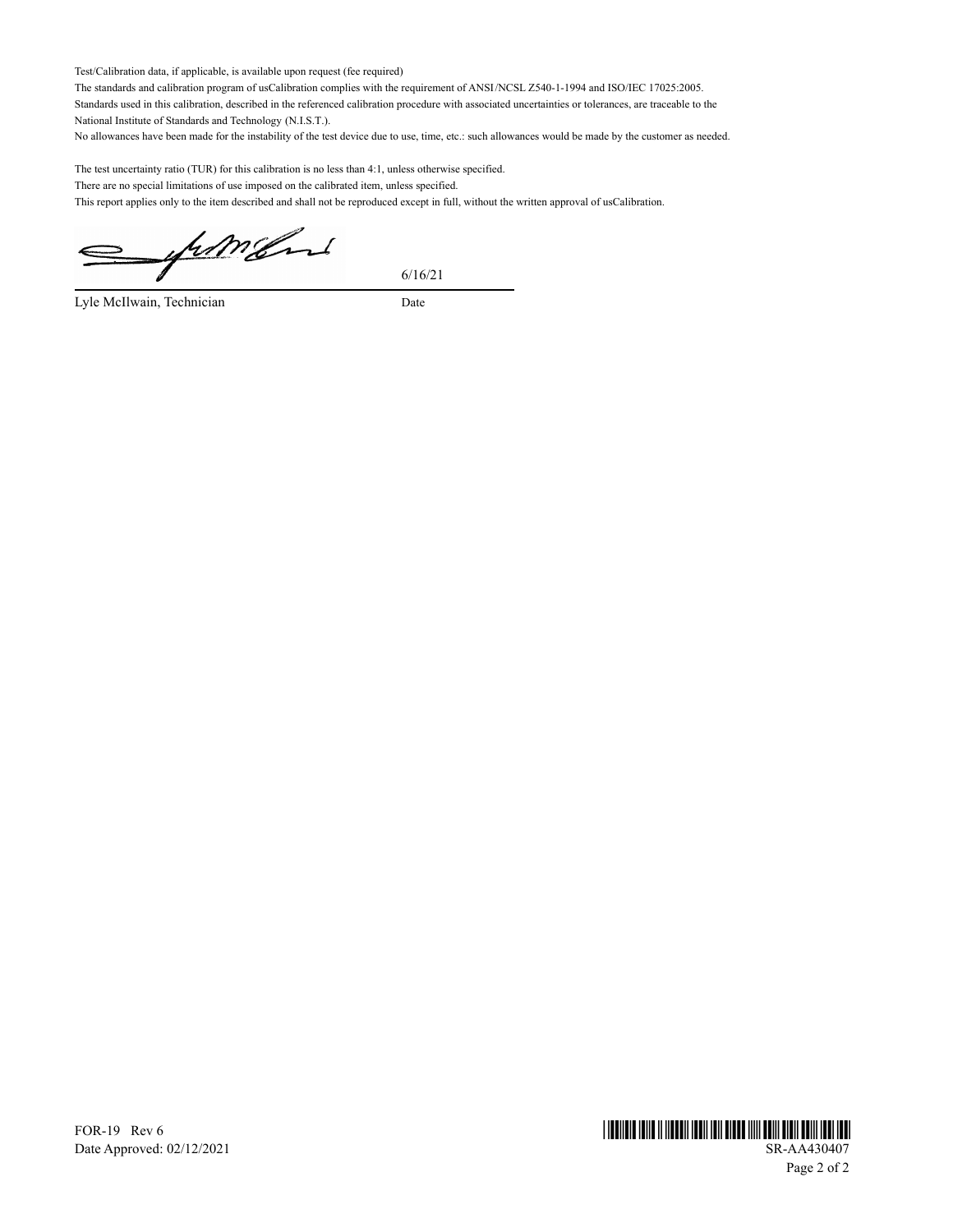Test/Calibration data, if applicable, is available upon request (fee required)

The standards and calibration program of usCalibration complies with the requirement of ANSI/NCSL Z540-1-1994 and ISO/IEC 17025:2005.

Standards used in this calibration, described in the referenced calibration procedure with associated uncertainties or tolerances, are traceable to the National Institute of Standards and Technology (N.I.S.T.).

No allowances have been made for the instability of the test device due to use, time, etc.: such allowances would be made by the customer as needed.

The test uncertainty ratio (TUR) for this calibration is no less than 4:1, unless otherwise specified.

There are no special limitations of use imposed on the calibrated item, unless specified.

This report applies only to the item described and shall not be reproduced except in full, without the written approval of usCalibration.

6/16/21

Lyle McIlwain, Technician — Date

FOR-19 Rev 6

Date Approved: 02/12/2021

SR-AA430407